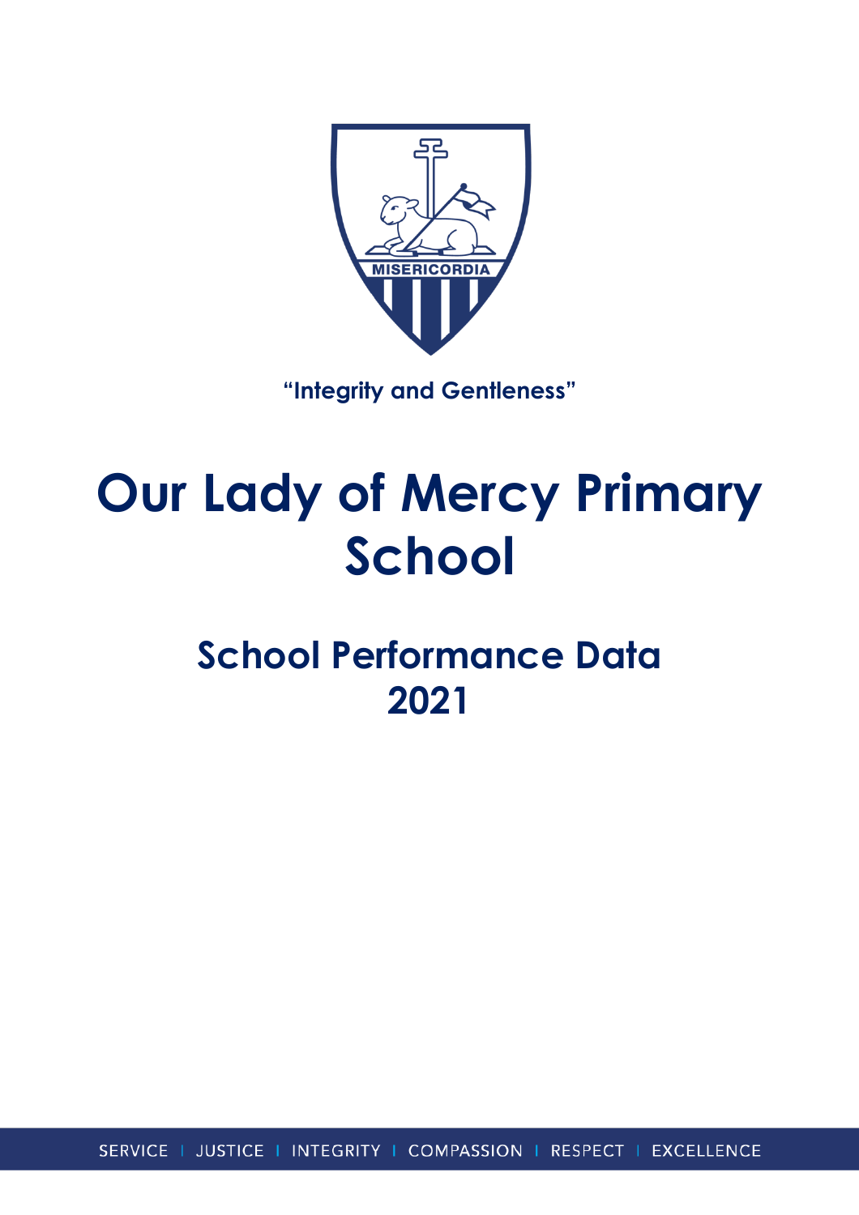MISERICORDIA

"Integrity and Gentleness"

# Our Lady of Mercy Primary School

## School Performance Data 2021

SERVICE | JUSTICE | INTEGRITY | COMPASSION | RESPECT | EXCELLENCE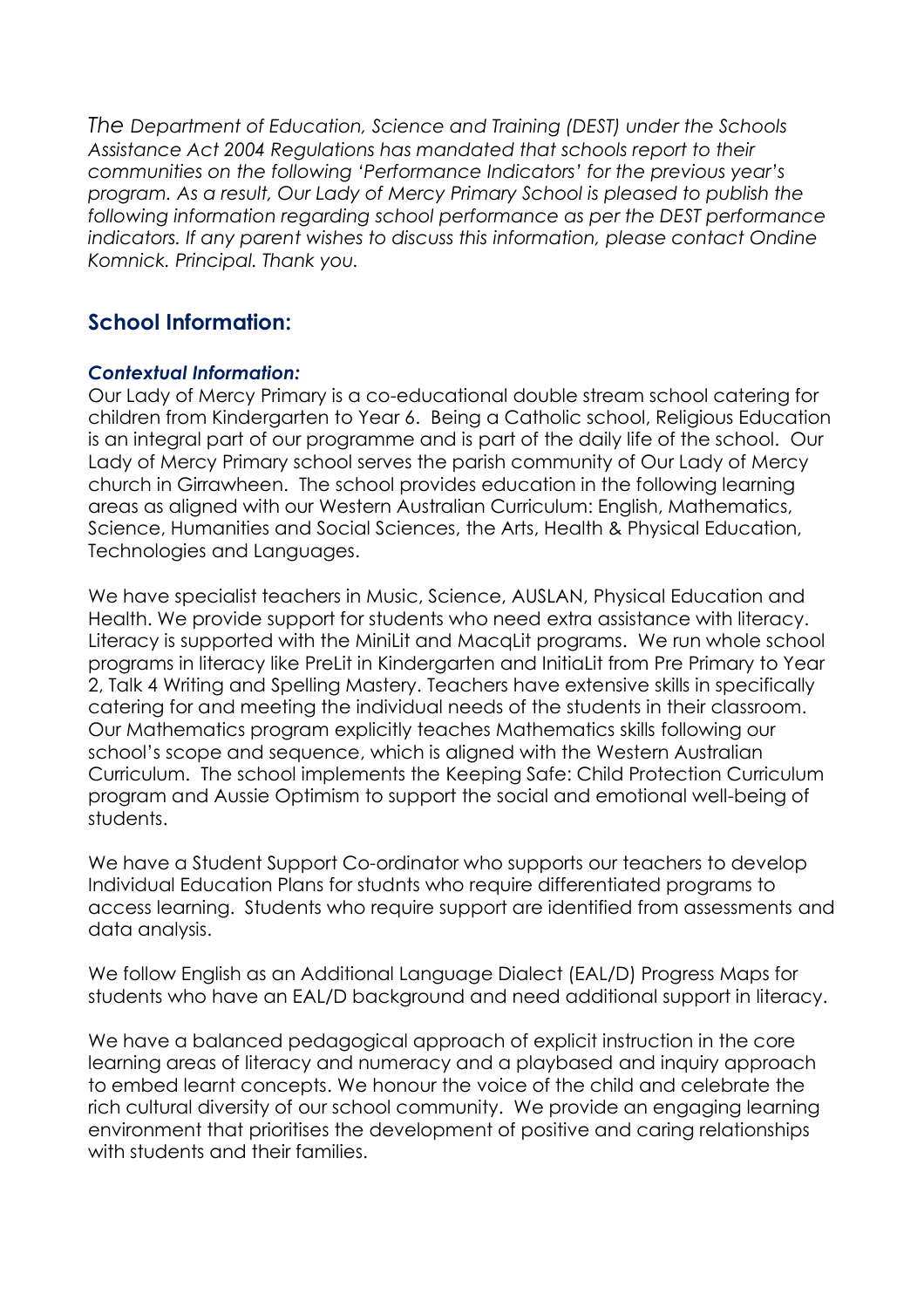*The Department of Education, Science and Training (DEST) under the Schools Assistance Act 2004 Regulations has mandated that schools report to their communities on the following 'Performance Indicators' for the previous year's program. As a result, Our Lady of Mercy Primary School is pleased to publish the following information regarding school performance as per the DEST performance indicators. If any parent wishes to discuss this information, please contact Ondine Komnick. Principal. Thank you.*

## School Information:

### *Contextual Information:*

Our Lady of Mercy Primary is a co-educational double stream school catering for children from Kindergarten to Year 6. Being a Catholic school, Religious Education is an integral part of our programme and is part of the daily life of the school. Our Lady of Mercy Primary school serves the parish community of Our Lady of Mercy church in Girrawheen. The school provides education in the following learning areas as aligned with our Western Australian Curriculum: English, Mathematics, Science, Humanities and Social Sciences, the Arts, Health & Physical Education, Technologies and Languages.

We have specialist teachers in Music, Science, AUSLAN, Physical Education and Health. We provide support for students who need extra assistance with literacy. Literacy is supported with the MiniLit and MacqLit programs. We run whole school programs in literacy like PreLit in Kindergarten and InitiaLit from Pre Primary to Year 2, Talk 4 Writing and Spelling Mastery. Teachers have extensive skills in specifically catering for and meeting the individual needs of the students in their classroom. Our Mathematics program explicitly teaches Mathematics skills following our school's scope and sequence, which is aligned with the Western Australian Curriculum. The school implements the Keeping Safe: Child Protection Curriculum program and Aussie Optimism to support the social and emotional well-being of students.

We have a Student Support Co-ordinator who supports our teachers to develop Individual Education Plans for studnts who require differentiated programs to access learning. Students who require support are identified from assessments and data analysis.

We follow English as an Additional Language Dialect (EAL/D) Progress Maps for students who have an EAL/D background and need additional support in literacy.

We have a balanced pedagogical approach of explicit instruction in the core learning areas of literacy and numeracy and a playbased and inquiry approach to embed learnt concepts. We honour the voice of the child and celebrate the rich cultural diversity of our school community. We provide an engaging learning environment that prioritises the development of positive and caring relationships with students and their families.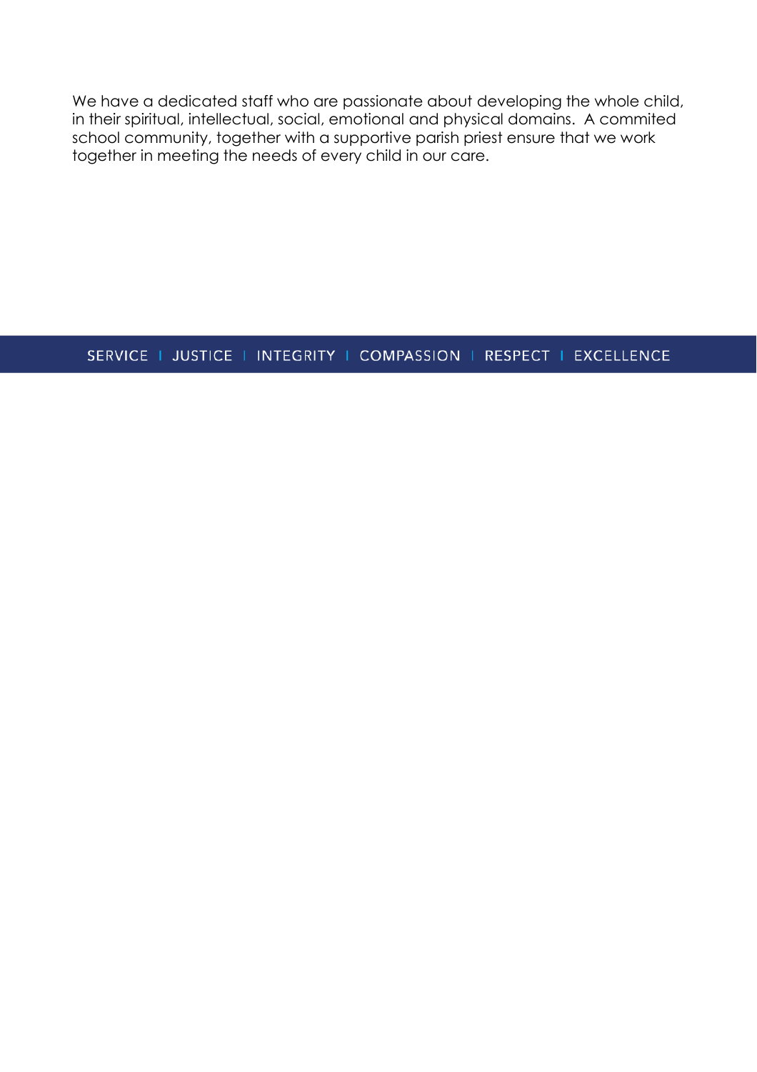We have a dedicated staff who are passionate about developing the whole child, in their spiritual, intellectual, social, emotional and physical domains. A commited school community, together with a supportive parish priest ensure that we work together in meeting the needs of every child in our care.

SERVICE | JUSTICE | INTEGRITY | COMPASSION | RESPECT | EXCELLENCE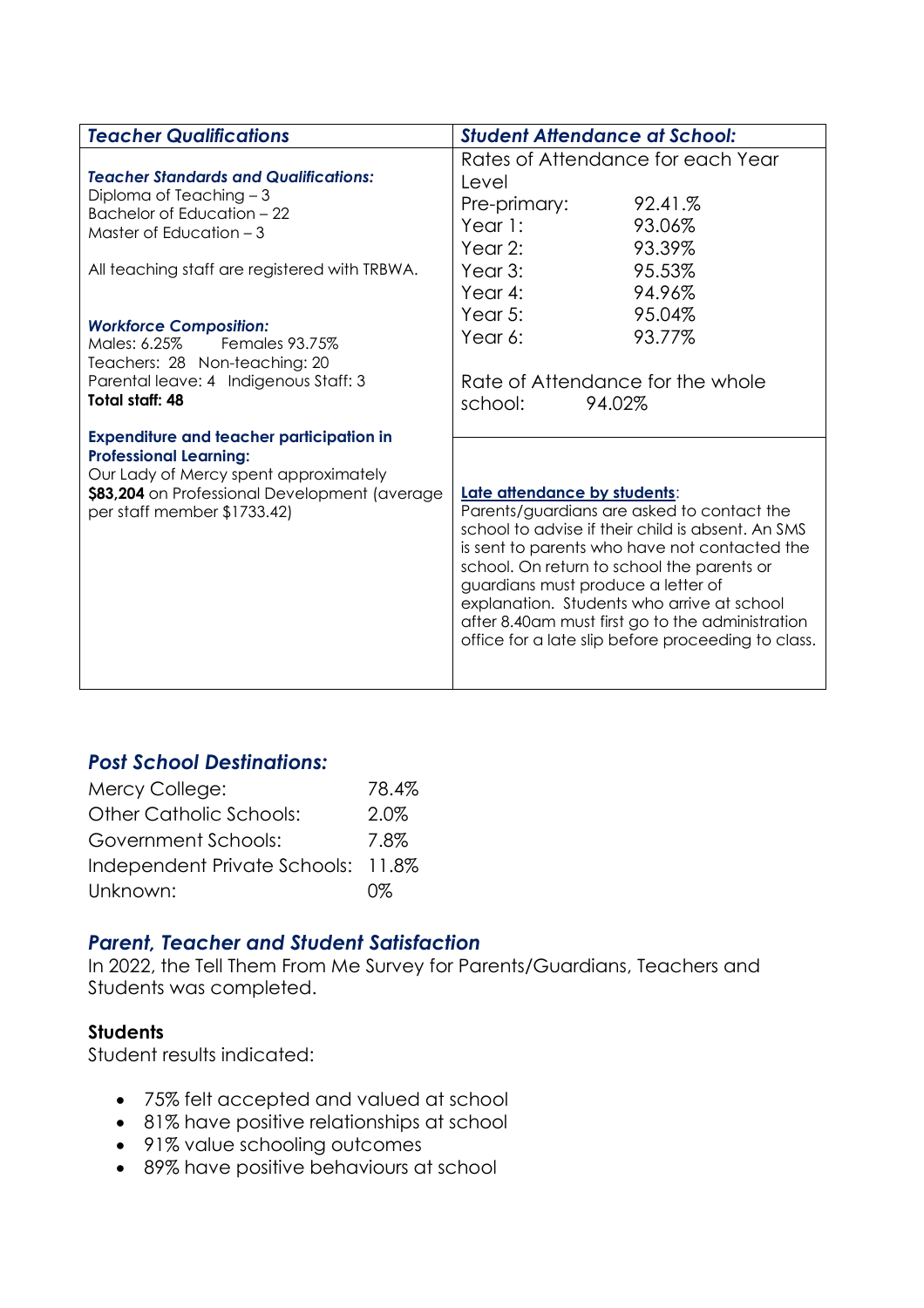| *Teacher Qualifications* | *Student Attendance at School:* |
|---|---|
| ***Teacher Standards and Qualifications:*** Diploma of Teaching – 3 Bachelor of Education – 22 Master of Education – 3<br><br>All teaching staff are registered with TRBWA.<br><br>***Workforce Composition:*** Males: 6.25% Females 93.75% Teachers: 28 Non-teaching: 20 Parental leave: 4 Indigenous Staff: 3 **Total staff: 48**<br><br>**Expenditure and teacher participation in Professional Learning:** Our Lady of Mercy spent approximately **$83,204** on Professional Development (average per staff member $1733.42) | Rates of Attendance for each Year Level<br>Pre-primary: 92.41.%<br>Year 1: 93.06%<br>Year 2: 93.39%<br>Year 3: 95.53%<br>Year 4: 94.96%<br>Year 5: 95.04%<br>Year 6: 93.77%<br><br>Rate of Attendance for the whole school: 94.02%<br><br>**Late attendance by students**: Parents/guardians are asked to contact the school to advise if their child is absent. An SMS is sent to parents who have not contacted the school. On return to school the parents or guardians must produce a letter of explanation. Students who arrive at school after 8.40am must first go to the administration office for a late slip before proceeding to class. |

## *Post School Destinations:*

| | |
|---|---|
| Mercy College: | 78.4% |
| Other Catholic Schools: | 2.0% |
| Government Schools: | 7.8% |
| Independent Private Schools: | 11.8% |
| Unknown: | 0% |

## *Parent, Teacher and Student Satisfaction*

In 2022, the Tell Them From Me Survey for Parents/Guardians, Teachers and Students was completed.

**Students**

Student results indicated:

- 75% felt accepted and valued at school
- 81% have positive relationships at school
- 91% value schooling outcomes
- 89% have positive behaviours at school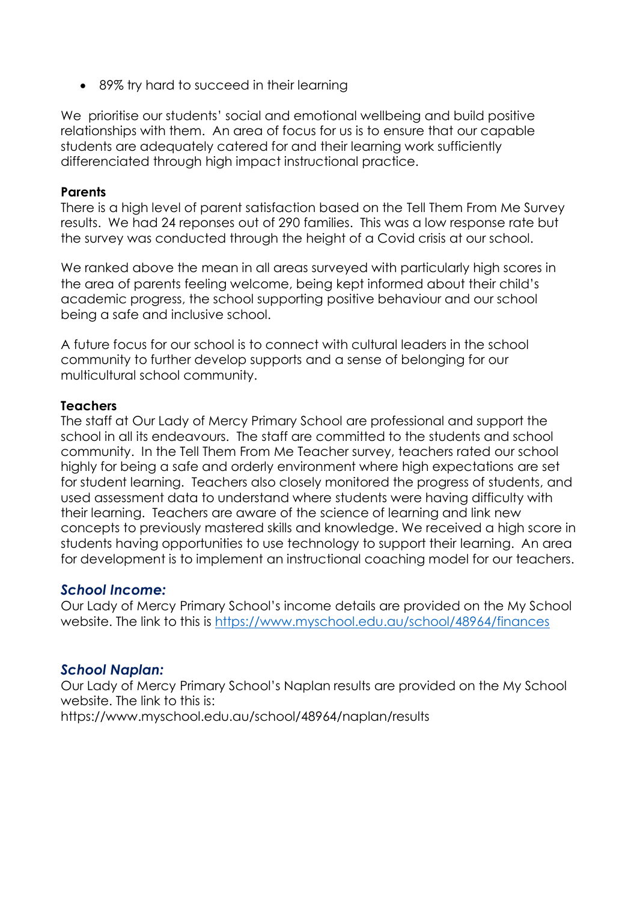- 89% try hard to succeed in their learning

We prioritise our students' social and emotional wellbeing and build positive relationships with them. An area of focus for us is to ensure that our capable students are adequately catered for and their learning work sufficiently differenciated through high impact instructional practice.

**Parents**

There is a high level of parent satisfaction based on the Tell Them From Me Survey results. We had 24 reponses out of 290 families. This was a low response rate but the survey was conducted through the height of a Covid crisis at our school.

We ranked above the mean in all areas surveyed with particularly high scores in the area of parents feeling welcome, being kept informed about their child's academic progress, the school supporting positive behaviour and our school being a safe and inclusive school.

A future focus for our school is to connect with cultural leaders in the school community to further develop supports and a sense of belonging for our multicultural school community.

**Teachers**

The staff at Our Lady of Mercy Primary School are professional and support the school in all its endeavours. The staff are committed to the students and school community. In the Tell Them From Me Teacher survey, teachers rated our school highly for being a safe and orderly environment where high expectations are set for student learning. Teachers also closely monitored the progress of students, and used assessment data to understand where students were having difficulty with their learning. Teachers are aware of the science of learning and link new concepts to previously mastered skills and knowledge. We received a high score in students having opportunities to use technology to support their learning. An area for development is to implement an instructional coaching model for our teachers.

### *School Income:*

Our Lady of Mercy Primary School's income details are provided on the My School website. The link to this is https://www.myschool.edu.au/school/48964/finances

### *School Naplan:*

Our Lady of Mercy Primary School's Naplan results are provided on the My School website. The link to this is:
https://www.myschool.edu.au/school/48964/naplan/results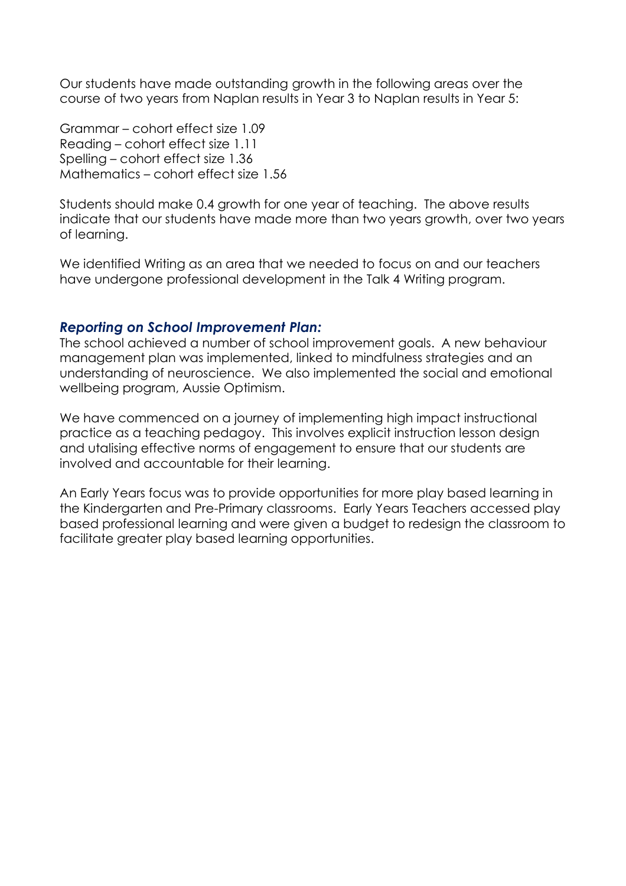Our students have made outstanding growth in the following areas over the course of two years from Naplan results in Year 3 to Naplan results in Year 5:

Grammar – cohort effect size 1.09
Reading – cohort effect size 1.11
Spelling – cohort effect size 1.36
Mathematics – cohort effect size 1.56

Students should make 0.4 growth for one year of teaching. The above results indicate that our students have made more than two years growth, over two years of learning.

We identified Writing as an area that we needed to focus on and our teachers have undergone professional development in the Talk 4 Writing program.

### *Reporting on School Improvement Plan:*

The school achieved a number of school improvement goals. A new behaviour management plan was implemented, linked to mindfulness strategies and an understanding of neuroscience. We also implemented the social and emotional wellbeing program, Aussie Optimism.

We have commenced on a journey of implementing high impact instructional practice as a teaching pedagoy. This involves explicit instruction lesson design and utalising effective norms of engagement to ensure that our students are involved and accountable for their learning.

An Early Years focus was to provide opportunities for more play based learning in the Kindergarten and Pre-Primary classrooms. Early Years Teachers accessed play based professional learning and were given a budget to redesign the classroom to facilitate greater play based learning opportunities.